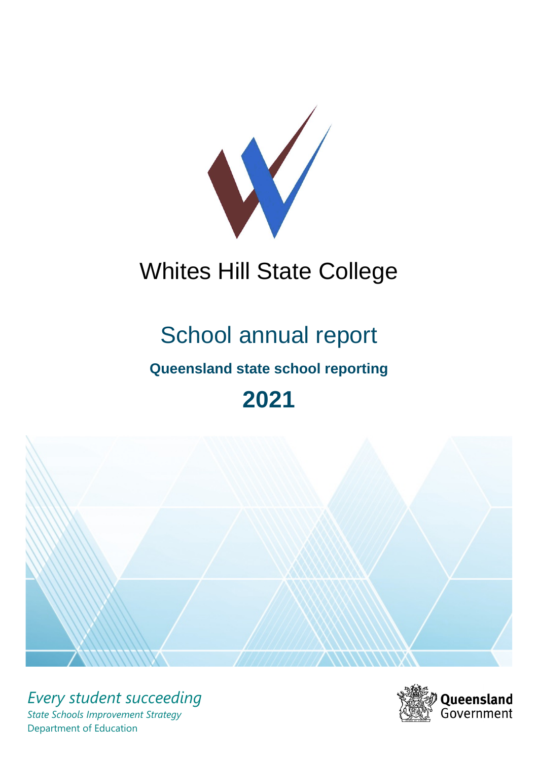# Whites Hill State College

## School annual report

### Queensland state school reporting

## 2021

*Every student succeeding*

*State Schools Improvement Strategy*

Department of Education

Queensland Government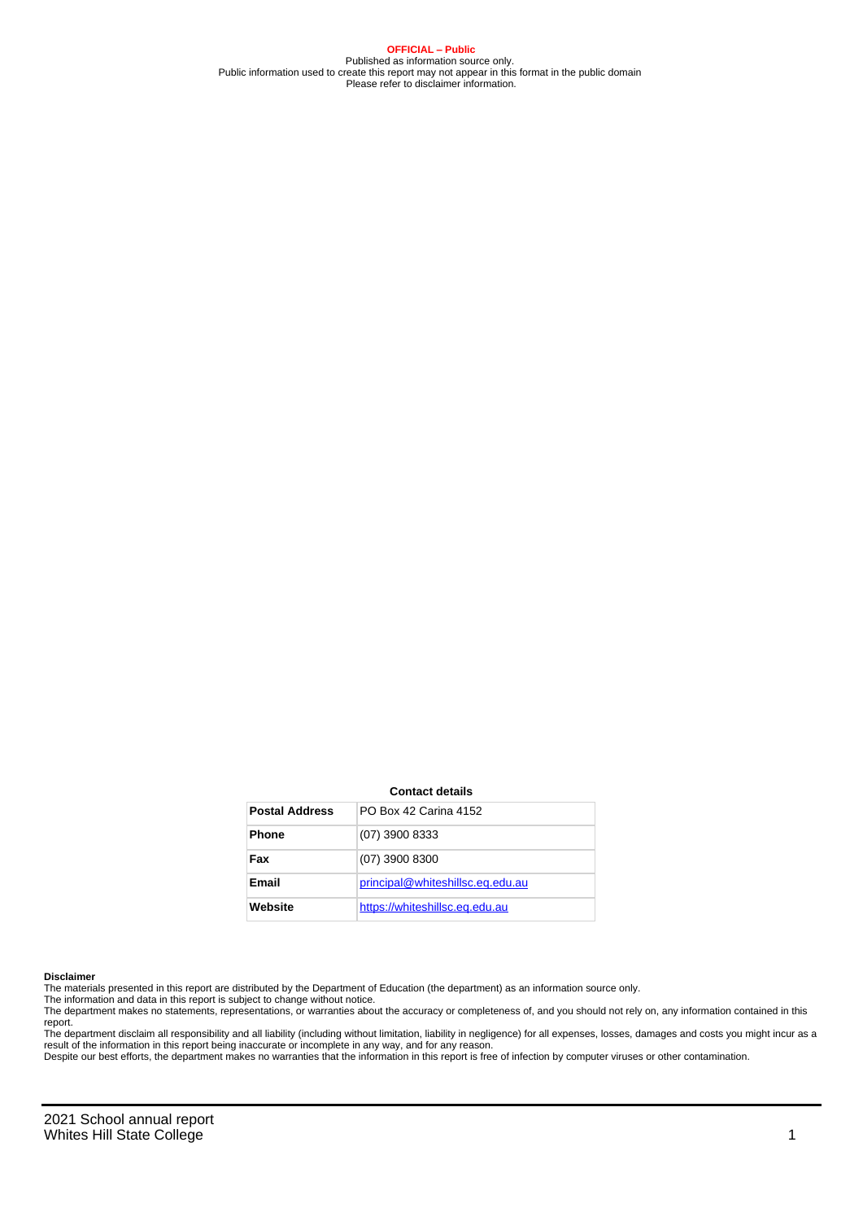**OFFICIAL – Public**
Published as information source only.
Public information used to create this report may not appear in this format in the public domain
Please refer to disclaimer information.

**Contact details**

| | |
|---|---|
| **Postal Address** | PO Box 42 Carina 4152 |
| **Phone** | (07) 3900 8333 |
| **Fax** | (07) 3900 8300 |
| **Email** | principal@whiteshillsc.eq.edu.au |
| **Website** | https://whiteshillsc.eq.edu.au |

**Disclaimer**
The materials presented in this report are distributed by the Department of Education (the department) as an information source only.
The information and data in this report is subject to change without notice.
The department makes no statements, representations, or warranties about the accuracy or completeness of, and you should not rely on, any information contained in this report.
The department disclaim all responsibility and all liability (including without limitation, liability in negligence) for all expenses, losses, damages and costs you might incur as a result of the information in this report being inaccurate or incomplete in any way, and for any reason.
Despite our best efforts, the department makes no warranties that the information in this report is free of infection by computer viruses or other contamination.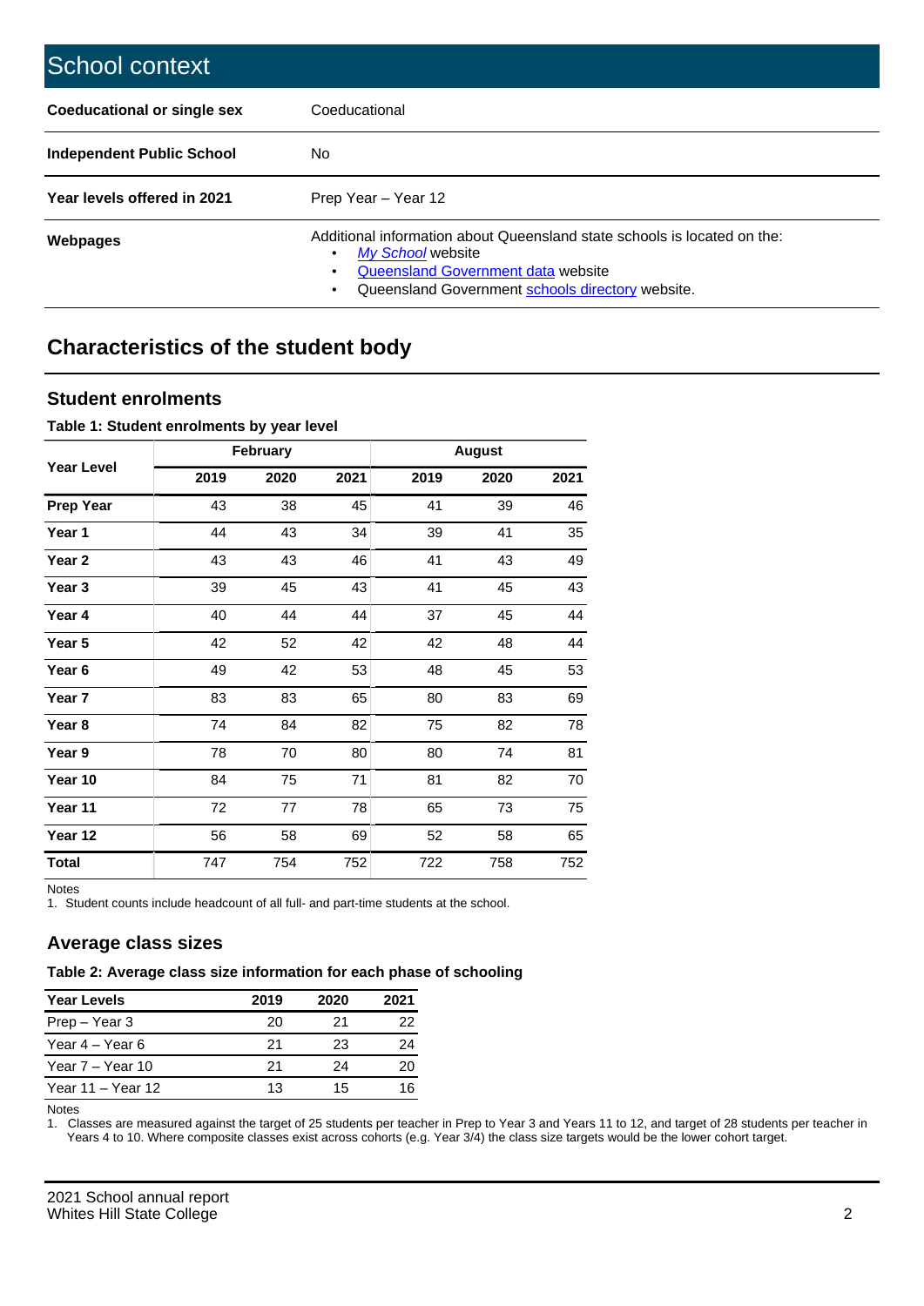# School context

| Coeducational or single sex | Coeducational |
|---|---|
| **Independent Public School** | No |
| **Year levels offered in 2021** | Prep Year – Year 12 |
| **Webpages** | Additional information about Queensland state schools is located on the: <br>• *My School* website<br>• Queensland Government data website<br>• Queensland Government schools directory website. |

## Characteristics of the student body

### Student enrolments

**Table 1: Student enrolments by year level**

| Year Level | February | | | August | | |
|---|---|---|---|---|---|---|
| | 2019 | 2020 | 2021 | 2019 | 2020 | 2021 |
| **Prep Year** | 43 | 38 | 45 | 41 | 39 | 46 |
| **Year 1** | 44 | 43 | 34 | 39 | 41 | 35 |
| **Year 2** | 43 | 43 | 46 | 41 | 43 | 49 |
| **Year 3** | 39 | 45 | 43 | 41 | 45 | 43 |
| **Year 4** | 40 | 44 | 44 | 37 | 45 | 44 |
| **Year 5** | 42 | 52 | 42 | 42 | 48 | 44 |
| **Year 6** | 49 | 42 | 53 | 48 | 45 | 53 |
| **Year 7** | 83 | 83 | 65 | 80 | 83 | 69 |
| **Year 8** | 74 | 84 | 82 | 75 | 82 | 78 |
| **Year 9** | 78 | 70 | 80 | 80 | 74 | 81 |
| **Year 10** | 84 | 75 | 71 | 81 | 82 | 70 |
| **Year 11** | 72 | 77 | 78 | 65 | 73 | 75 |
| **Year 12** | 56 | 58 | 69 | 52 | 58 | 65 |
| **Total** | 747 | 754 | 752 | 722 | 758 | 752 |

Notes

1. Student counts include headcount of all full- and part-time students at the school.

### Average class sizes

**Table 2: Average class size information for each phase of schooling**

| Year Levels | 2019 | 2020 | 2021 |
|---|---|---|---|
| Prep – Year 3 | 20 | 21 | 22 |
| Year 4 – Year 6 | 21 | 23 | 24 |
| Year 7 – Year 10 | 21 | 24 | 20 |
| Year 11 – Year 12 | 13 | 15 | 16 |

Notes

1. Classes are measured against the target of 25 students per teacher in Prep to Year 3 and Years 11 to 12, and target of 28 students per teacher in Years 4 to 10. Where composite classes exist across cohorts (e.g. Year 3/4) the class size targets would be the lower cohort target.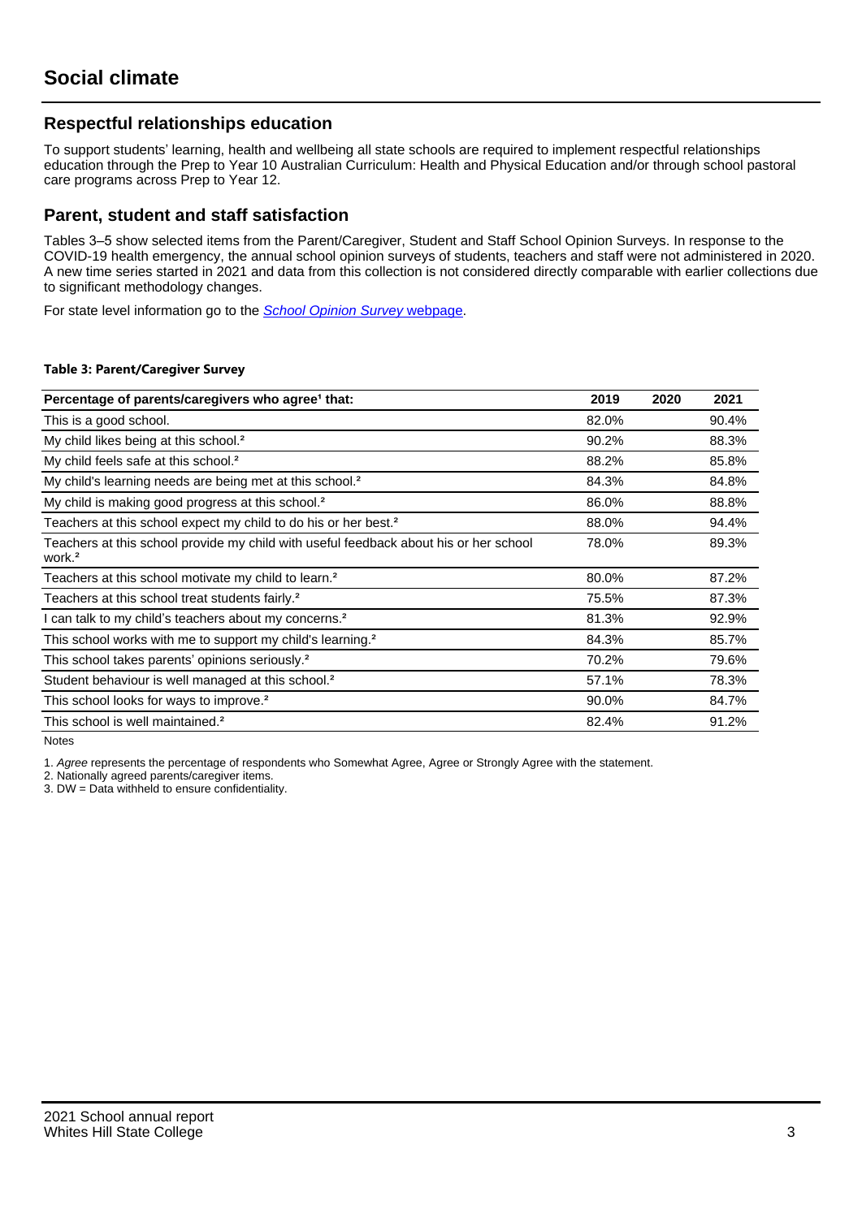# Social climate

## Respectful relationships education

To support students' learning, health and wellbeing all state schools are required to implement respectful relationships education through the Prep to Year 10 Australian Curriculum: Health and Physical Education and/or through school pastoral care programs across Prep to Year 12.

## Parent, student and staff satisfaction

Tables 3–5 show selected items from the Parent/Caregiver, Student and Staff School Opinion Surveys. In response to the COVID-19 health emergency, the annual school opinion surveys of students, teachers and staff were not administered in 2020. A new time series started in 2021 and data from this collection is not considered directly comparable with earlier collections due to significant methodology changes.

For state level information go to the *School Opinion Survey* webpage.

**Table 3: Parent/Caregiver Survey**

| Percentage of parents/caregivers who agree[1] that: | 2019 | 2020 | 2021 |
|---|---|---|---|
| This is a good school. | 82.0% | | 90.4% |
| My child likes being at this school.[2] | 90.2% | | 88.3% |
| My child feels safe at this school.[2] | 88.2% | | 85.8% |
| My child's learning needs are being met at this school.[2] | 84.3% | | 84.8% |
| My child is making good progress at this school.[2] | 86.0% | | 88.8% |
| Teachers at this school expect my child to do his or her best.[2] | 88.0% | | 94.4% |
| Teachers at this school provide my child with useful feedback about his or her school work.[2] | 78.0% | | 89.3% |
| Teachers at this school motivate my child to learn.[2] | 80.0% | | 87.2% |
| Teachers at this school treat students fairly.[2] | 75.5% | | 87.3% |
| I can talk to my child's teachers about my concerns.[2] | 81.3% | | 92.9% |
| This school works with me to support my child's learning.[2] | 84.3% | | 85.7% |
| This school takes parents' opinions seriously.[2] | 70.2% | | 79.6% |
| Student behaviour is well managed at this school.[2] | 57.1% | | 78.3% |
| This school looks for ways to improve.[2] | 90.0% | | 84.7% |
| This school is well maintained.[2] | 82.4% | | 91.2% |

Notes

1. *Agree* represents the percentage of respondents who Somewhat Agree, Agree or Strongly Agree with the statement.
2. Nationally agreed parents/caregiver items.
3. DW = Data withheld to ensure confidentiality.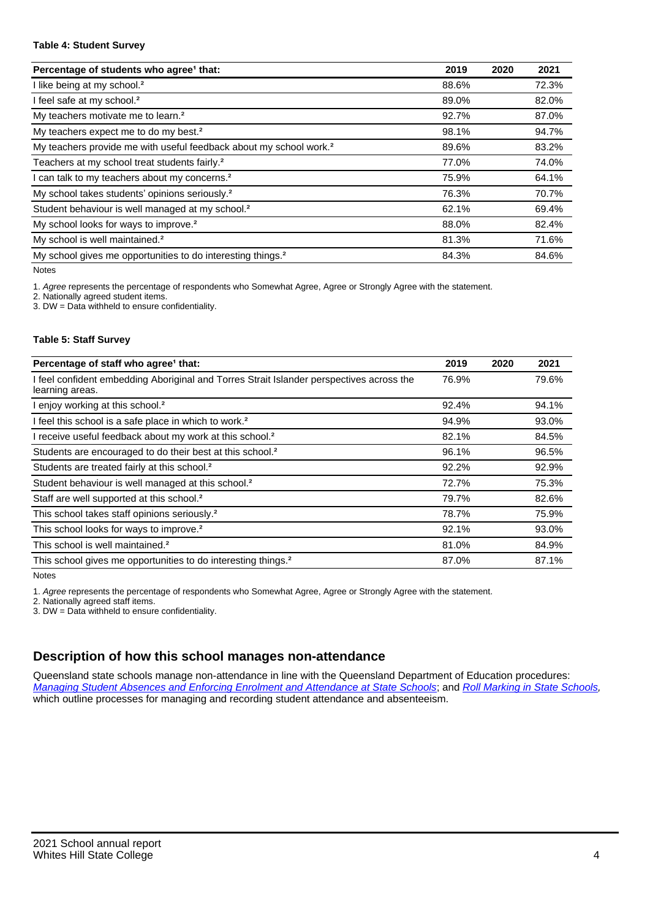**Table 4: Student Survey**

| Percentage of students who agree[1] that: | 2019 | 2020 | 2021 |
|---|---|---|---|
| I like being at my school.[2] | 88.6% | | 72.3% |
| I feel safe at my school.[2] | 89.0% | | 82.0% |
| My teachers motivate me to learn.[2] | 92.7% | | 87.0% |
| My teachers expect me to do my best.[2] | 98.1% | | 94.7% |
| My teachers provide me with useful feedback about my school work.[2] | 89.6% | | 83.2% |
| Teachers at my school treat students fairly.[2] | 77.0% | | 74.0% |
| I can talk to my teachers about my concerns.[2] | 75.9% | | 64.1% |
| My school takes students' opinions seriously.[2] | 76.3% | | 70.7% |
| Student behaviour is well managed at my school.[2] | 62.1% | | 69.4% |
| My school looks for ways to improve.[2] | 88.0% | | 82.4% |
| My school is well maintained.[2] | 81.3% | | 71.6% |
| My school gives me opportunities to do interesting things.[2] | 84.3% | | 84.6% |

Notes

1. *Agree* represents the percentage of respondents who Somewhat Agree, Agree or Strongly Agree with the statement.
2. Nationally agreed student items.
3. DW = Data withheld to ensure confidentiality.

**Table 5: Staff Survey**

| Percentage of staff who agree[1] that: | 2019 | 2020 | 2021 |
|---|---|---|---|
| I feel confident embedding Aboriginal and Torres Strait Islander perspectives across the learning areas. | 76.9% | | 79.6% |
| I enjoy working at this school.[2] | 92.4% | | 94.1% |
| I feel this school is a safe place in which to work.[2] | 94.9% | | 93.0% |
| I receive useful feedback about my work at this school.[2] | 82.1% | | 84.5% |
| Students are encouraged to do their best at this school.[2] | 96.1% | | 96.5% |
| Students are treated fairly at this school.[2] | 92.2% | | 92.9% |
| Student behaviour is well managed at this school.[2] | 72.7% | | 75.3% |
| Staff are well supported at this school.[2] | 79.7% | | 82.6% |
| This school takes staff opinions seriously.[2] | 78.7% | | 75.9% |
| This school looks for ways to improve.[2] | 92.1% | | 93.0% |
| This school is well maintained.[2] | 81.0% | | 84.9% |
| This school gives me opportunities to do interesting things.[2] | 87.0% | | 87.1% |

Notes

1. *Agree* represents the percentage of respondents who Somewhat Agree, Agree or Strongly Agree with the statement.
2. Nationally agreed staff items.
3. DW = Data withheld to ensure confidentiality.

## Description of how this school manages non-attendance

Queensland state schools manage non-attendance in line with the Queensland Department of Education procedures: *Managing Student Absences and Enforcing Enrolment and Attendance at State Schools*; and *Roll Marking in State Schools*, which outline processes for managing and recording student attendance and absenteeism.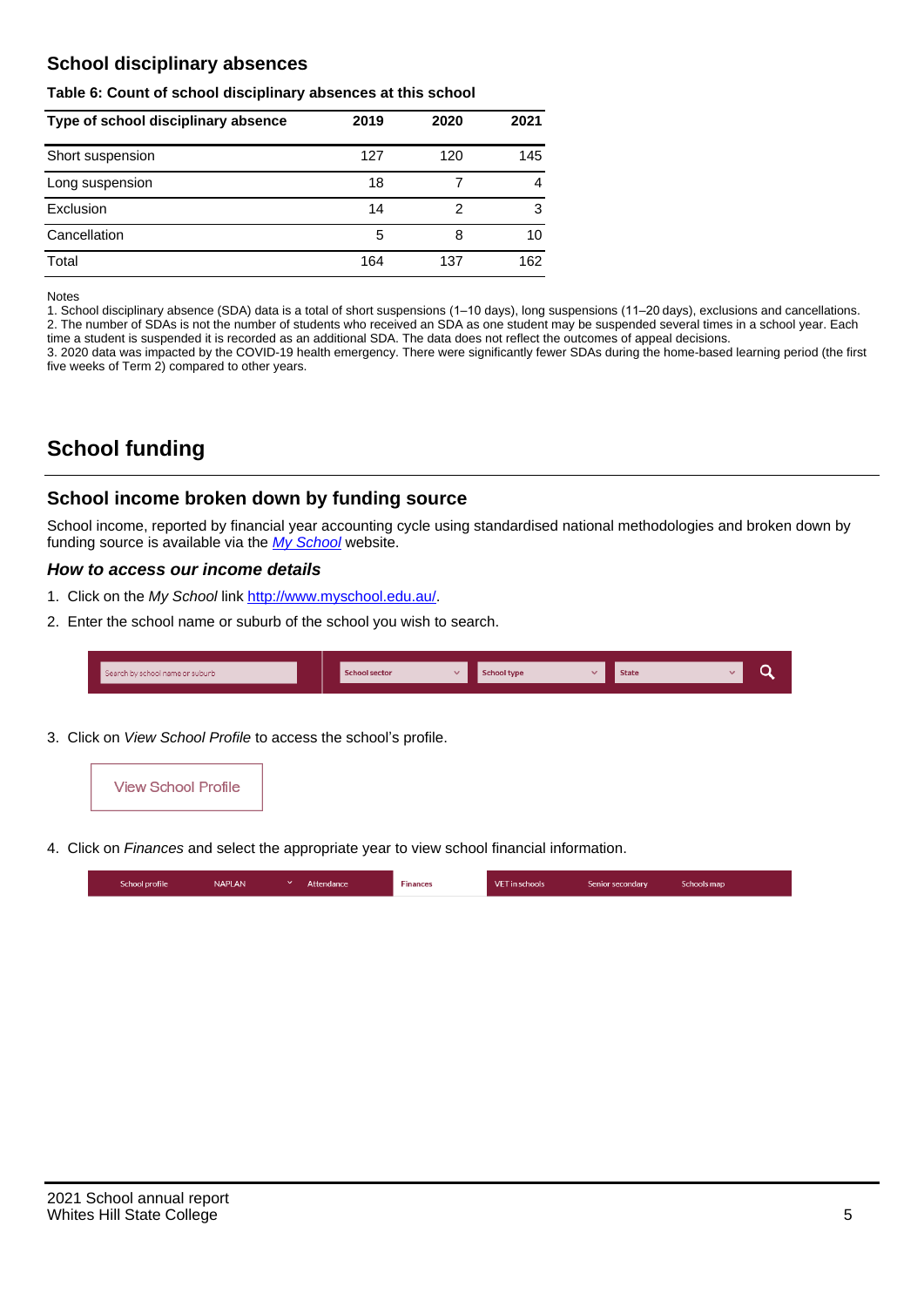## School disciplinary absences

**Table 6: Count of school disciplinary absences at this school**

| Type of school disciplinary absence | 2019 | 2020 | 2021 |
|---|---|---|---|
| Short suspension | 127 | 120 | 145 |
| Long suspension | 18 | 7 | 4 |
| Exclusion | 14 | 2 | 3 |
| Cancellation | 5 | 8 | 10 |
| Total | 164 | 137 | 162 |

Notes
1. School disciplinary absence (SDA) data is a total of short suspensions (1–10 days), long suspensions (11–20 days), exclusions and cancellations.
2. The number of SDAs is not the number of students who received an SDA as one student may be suspended several times in a school year. Each time a student is suspended it is recorded as an additional SDA. The data does not reflect the outcomes of appeal decisions.
3. 2020 data was impacted by the COVID-19 health emergency. There were significantly fewer SDAs during the home-based learning period (the first five weeks of Term 2) compared to other years.

# School funding

## School income broken down by funding source

School income, reported by financial year accounting cycle using standardised national methodologies and broken down by funding source is available via the *My School* website.

### *How to access our income details*

1. Click on the *My School* link http://www.myschool.edu.au/.
2. Enter the school name or suburb of the school you wish to search.

Search by school name or suburb | School sector | School type | State

3. Click on *View School Profile* to access the school's profile.

View School Profile

4. Click on *Finances* and select the appropriate year to view school financial information.

School profile | NAPLAN | Attendance | Finances | VET in schools | Senior secondary | Schools map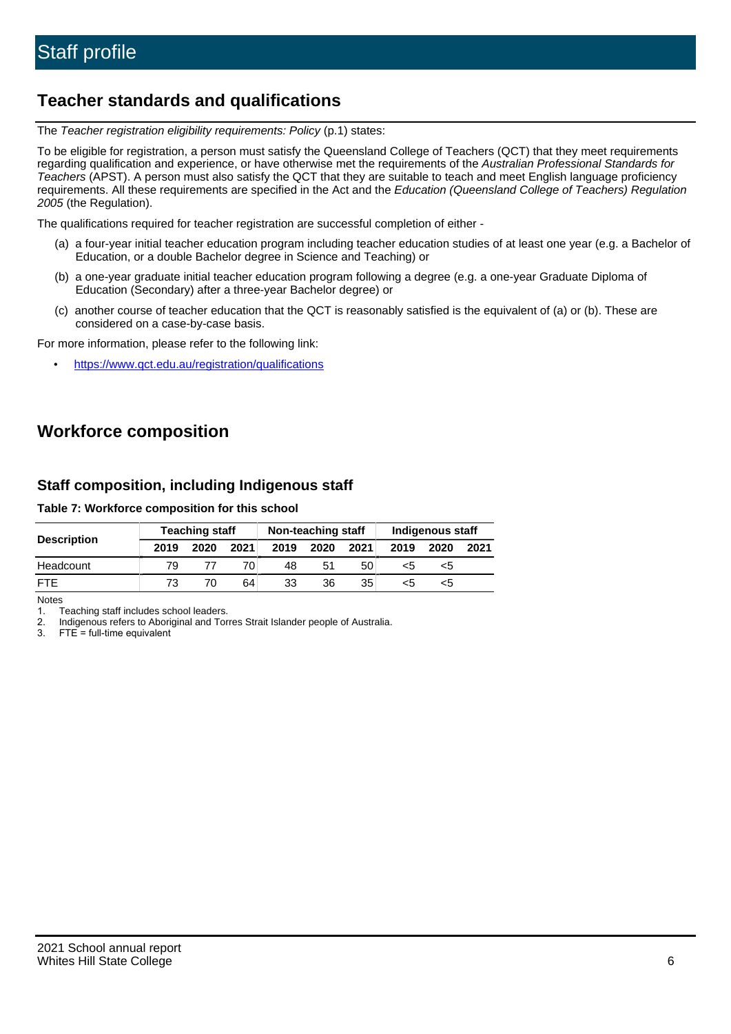# Staff profile

## Teacher standards and qualifications

The *Teacher registration eligibility requirements: Policy* (p.1) states:

To be eligible for registration, a person must satisfy the Queensland College of Teachers (QCT) that they meet requirements regarding qualification and experience, or have otherwise met the requirements of the *Australian Professional Standards for Teachers* (APST). A person must also satisfy the QCT that they are suitable to teach and meet English language proficiency requirements. All these requirements are specified in the Act and the *Education (Queensland College of Teachers) Regulation 2005* (the Regulation).

The qualifications required for teacher registration are successful completion of either -

(a) a four-year initial teacher education program including teacher education studies of at least one year (e.g. a Bachelor of Education, or a double Bachelor degree in Science and Teaching) or

(b) a one-year graduate initial teacher education program following a degree (e.g. a one-year Graduate Diploma of Education (Secondary) after a three-year Bachelor degree) or

(c) another course of teacher education that the QCT is reasonably satisfied is the equivalent of (a) or (b). These are considered on a case-by-case basis.

For more information, please refer to the following link:

- https://www.qct.edu.au/registration/qualifications

## Workforce composition

### Staff composition, including Indigenous staff

**Table 7: Workforce composition for this school**

| Description | Teaching staff | | | Non-teaching staff | | | Indigenous staff | | |
|---|---|---|---|---|---|---|---|---|---|
| | 2019 | 2020 | 2021 | 2019 | 2020 | 2021 | 2019 | 2020 | 2021 |
| Headcount | 79 | 77 | 70 | 48 | 51 | 50 | <5 | <5 | |
| FTE | 73 | 70 | 64 | 33 | 36 | 35 | <5 | <5 | |

Notes

1. Teaching staff includes school leaders.
2. Indigenous refers to Aboriginal and Torres Strait Islander people of Australia.
3. FTE = full-time equivalent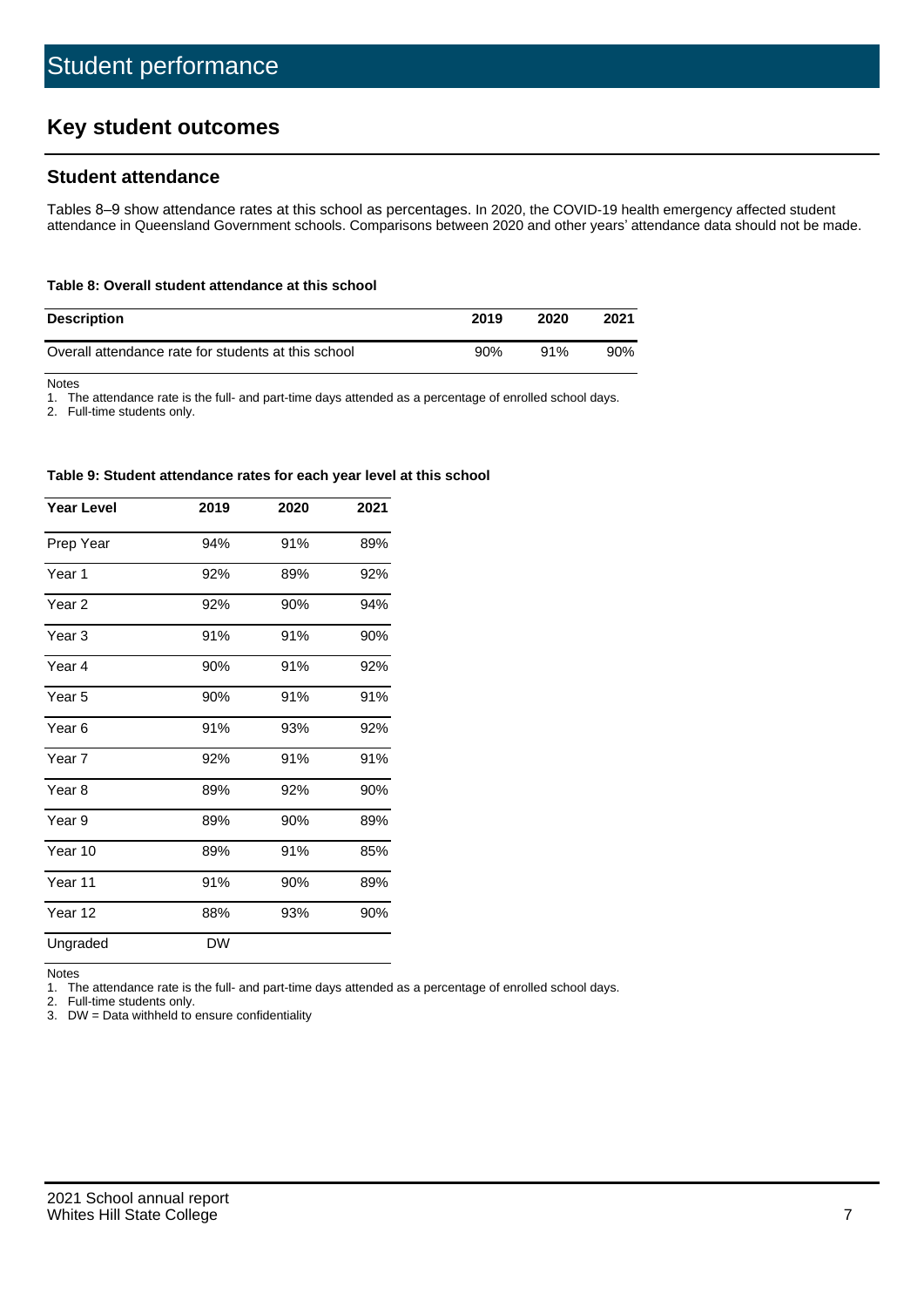# Student performance

## Key student outcomes

### Student attendance

Tables 8–9 show attendance rates at this school as percentages. In 2020, the COVID-19 health emergency affected student attendance in Queensland Government schools. Comparisons between 2020 and other years' attendance data should not be made.

**Table 8: Overall student attendance at this school**

| Description | 2019 | 2020 | 2021 |
|---|---|---|---|
| Overall attendance rate for students at this school | 90% | 91% | 90% |

Notes

1. The attendance rate is the full- and part-time days attended as a percentage of enrolled school days.
2. Full-time students only.

**Table 9: Student attendance rates for each year level at this school**

| Year Level | 2019 | 2020 | 2021 |
|---|---|---|---|
| Prep Year | 94% | 91% | 89% |
| Year 1 | 92% | 89% | 92% |
| Year 2 | 92% | 90% | 94% |
| Year 3 | 91% | 91% | 90% |
| Year 4 | 90% | 91% | 92% |
| Year 5 | 90% | 91% | 91% |
| Year 6 | 91% | 93% | 92% |
| Year 7 | 92% | 91% | 91% |
| Year 8 | 89% | 92% | 90% |
| Year 9 | 89% | 90% | 89% |
| Year 10 | 89% | 91% | 85% |
| Year 11 | 91% | 90% | 89% |
| Year 12 | 88% | 93% | 90% |
| Ungraded | DW | | |

Notes

1. The attendance rate is the full- and part-time days attended as a percentage of enrolled school days.
2. Full-time students only.
3. DW = Data withheld to ensure confidentiality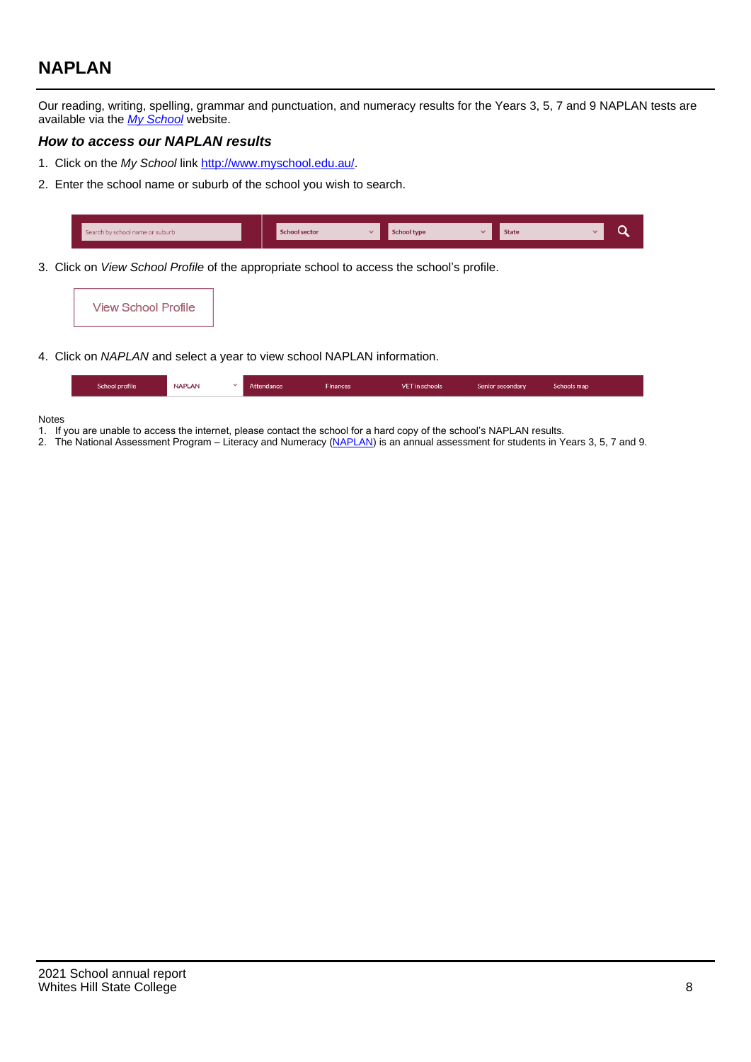## NAPLAN

Our reading, writing, spelling, grammar and punctuation, and numeracy results for the Years 3, 5, 7 and 9 NAPLAN tests are available via the *My School* website.

### *How to access our NAPLAN results*

1. Click on the *My School* link http://www.myschool.edu.au/.
2. Enter the school name or suburb of the school you wish to search.

Search by school name or suburb | School sector | School type | State

3. Click on *View School Profile* of the appropriate school to access the school's profile.

View School Profile

4. Click on *NAPLAN* and select a year to view school NAPLAN information.

School profile | NAPLAN | Attendance | Finances | VET in schools | Senior secondary | Schools map

Notes
1. If you are unable to access the internet, please contact the school for a hard copy of the school's NAPLAN results.
2. The National Assessment Program – Literacy and Numeracy (NAPLAN) is an annual assessment for students in Years 3, 5, 7 and 9.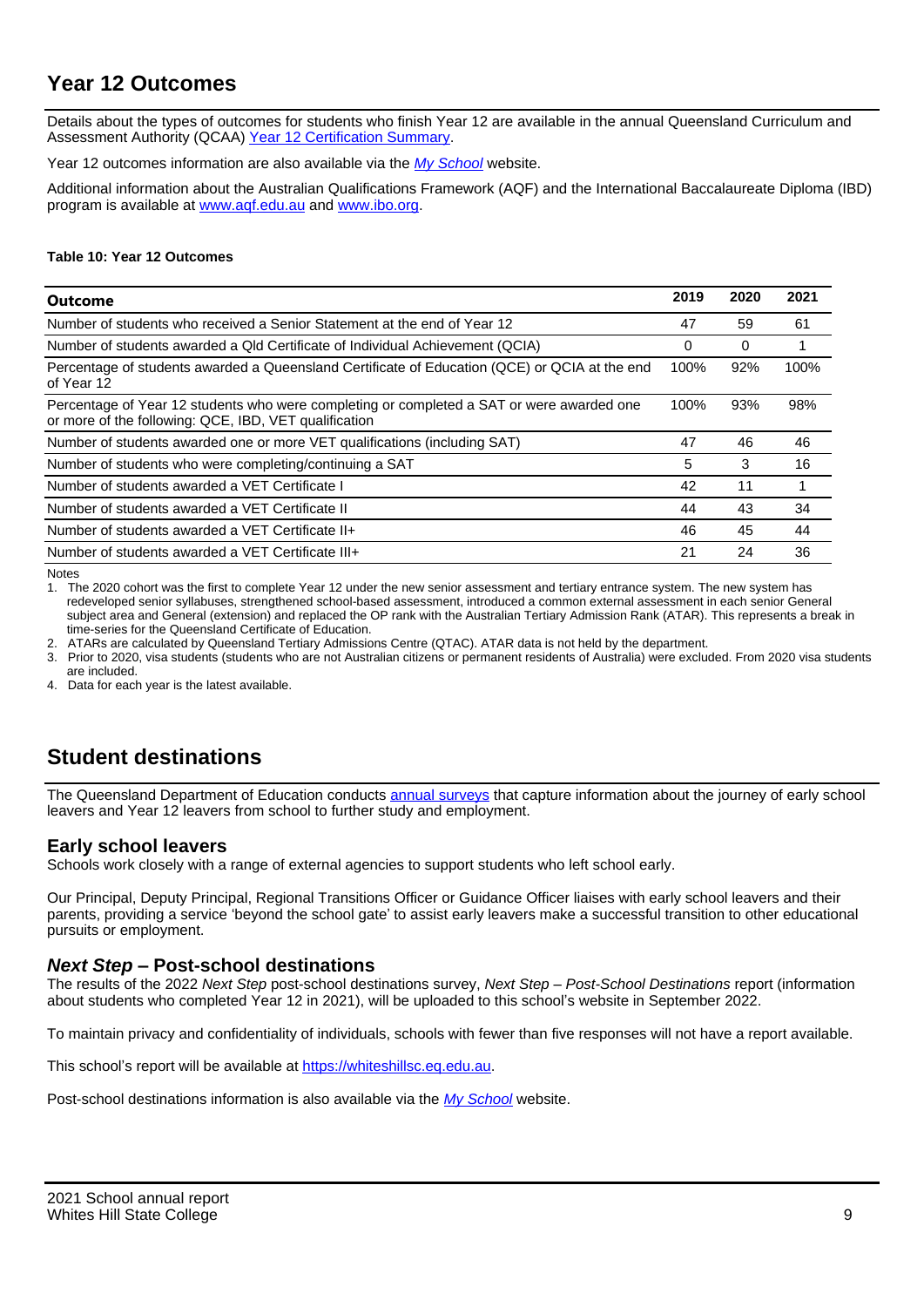## Year 12 Outcomes

Details about the types of outcomes for students who finish Year 12 are available in the annual Queensland Curriculum and Assessment Authority (QCAA) Year 12 Certification Summary.

Year 12 outcomes information are also available via the *My School* website.

Additional information about the Australian Qualifications Framework (AQF) and the International Baccalaureate Diploma (IBD) program is available at www.aqf.edu.au and www.ibo.org.

**Table 10: Year 12 Outcomes**

| Outcome | 2019 | 2020 | 2021 |
|---|---|---|---|
| Number of students who received a Senior Statement at the end of Year 12 | 47 | 59 | 61 |
| Number of students awarded a Qld Certificate of Individual Achievement (QCIA) | 0 | 0 | 1 |
| Percentage of students awarded a Queensland Certificate of Education (QCE) or QCIA at the end of Year 12 | 100% | 92% | 100% |
| Percentage of Year 12 students who were completing or completed a SAT or were awarded one or more of the following: QCE, IBD, VET qualification | 100% | 93% | 98% |
| Number of students awarded one or more VET qualifications (including SAT) | 47 | 46 | 46 |
| Number of students who were completing/continuing a SAT | 5 | 3 | 16 |
| Number of students awarded a VET Certificate I | 42 | 11 | 1 |
| Number of students awarded a VET Certificate II | 44 | 43 | 34 |
| Number of students awarded a VET Certificate II+ | 46 | 45 | 44 |
| Number of students awarded a VET Certificate III+ | 21 | 24 | 36 |

Notes

1. The 2020 cohort was the first to complete Year 12 under the new senior assessment and tertiary entrance system. The new system has redeveloped senior syllabuses, strengthened school-based assessment, introduced a common external assessment in each senior General subject area and General (extension) and replaced the OP rank with the Australian Tertiary Admission Rank (ATAR). This represents a break in time-series for the Queensland Certificate of Education.
2. ATARs are calculated by Queensland Tertiary Admissions Centre (QTAC). ATAR data is not held by the department.
3. Prior to 2020, visa students (students who are not Australian citizens or permanent residents of Australia) were excluded. From 2020 visa students are included.
4. Data for each year is the latest available.

## Student destinations

The Queensland Department of Education conducts annual surveys that capture information about the journey of early school leavers and Year 12 leavers from school to further study and employment.

### Early school leavers

Schools work closely with a range of external agencies to support students who left school early.

Our Principal, Deputy Principal, Regional Transitions Officer or Guidance Officer liaises with early school leavers and their parents, providing a service 'beyond the school gate' to assist early leavers make a successful transition to other educational pursuits or employment.

### *Next Step* – Post-school destinations

The results of the 2022 *Next Step* post-school destinations survey, *Next Step – Post-School Destinations* report (information about students who completed Year 12 in 2021), will be uploaded to this school's website in September 2022.

To maintain privacy and confidentiality of individuals, schools with fewer than five responses will not have a report available.

This school's report will be available at https://whiteshillsc.eq.edu.au.

Post-school destinations information is also available via the *My School* website.